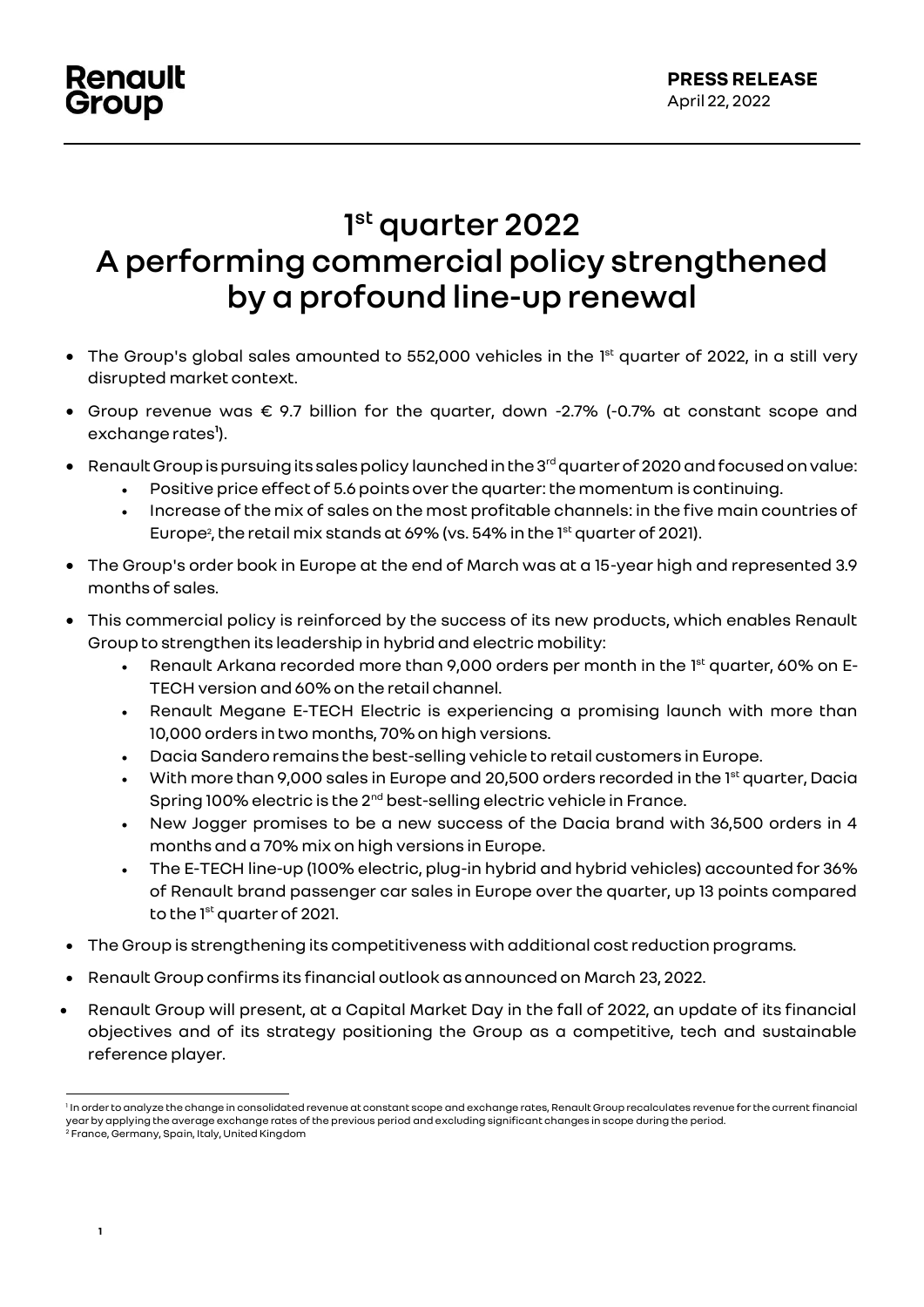Renault Group

**PRESS RELEASE**
April 22, 2022

# 1st quarter 2022
# A performing commercial policy strengthened by a profound line-up renewal

- The Group's global sales amounted to 552,000 vehicles in the 1st quarter of 2022, in a still very disrupted market context.
- Group revenue was € 9.7 billion for the quarter, down -2.7% (-0.7% at constant scope and exchange rates[1]).
- Renault Group is pursuing its sales policy launched in the 3rd quarter of 2020 and focused on value:
  - Positive price effect of 5.6 points over the quarter: the momentum is continuing.
  - Increase of the mix of sales on the most profitable channels: in the five main countries of Europe[2], the retail mix stands at 69% (vs. 54% in the 1st quarter of 2021).
- The Group's order book in Europe at the end of March was at a 15-year high and represented 3.9 months of sales.
- This commercial policy is reinforced by the success of its new products, which enables Renault Group to strengthen its leadership in hybrid and electric mobility:
  - Renault Arkana recorded more than 9,000 orders per month in the 1st quarter, 60% on E-TECH version and 60% on the retail channel.
  - Renault Megane E-TECH Electric is experiencing a promising launch with more than 10,000 orders in two months, 70% on high versions.
  - Dacia Sandero remains the best-selling vehicle to retail customers in Europe.
  - With more than 9,000 sales in Europe and 20,500 orders recorded in the 1st quarter, Dacia Spring 100% electric is the 2nd best-selling electric vehicle in France.
  - New Jogger promises to be a new success of the Dacia brand with 36,500 orders in 4 months and a 70% mix on high versions in Europe.
  - The E-TECH line-up (100% electric, plug-in hybrid and hybrid vehicles) accounted for 36% of Renault brand passenger car sales in Europe over the quarter, up 13 points compared to the 1st quarter of 2021.
- The Group is strengthening its competitiveness with additional cost reduction programs.
- Renault Group confirms its financial outlook as announced on March 23, 2022.
- Renault Group will present, at a Capital Market Day in the fall of 2022, an update of its financial objectives and of its strategy positioning the Group as a competitive, tech and sustainable reference player.

---

[1] In order to analyze the change in consolidated revenue at constant scope and exchange rates, Renault Group recalculates revenue for the current financial year by applying the average exchange rates of the previous period and excluding significant changes in scope during the period.
[2] France, Germany, Spain, Italy, United Kingdom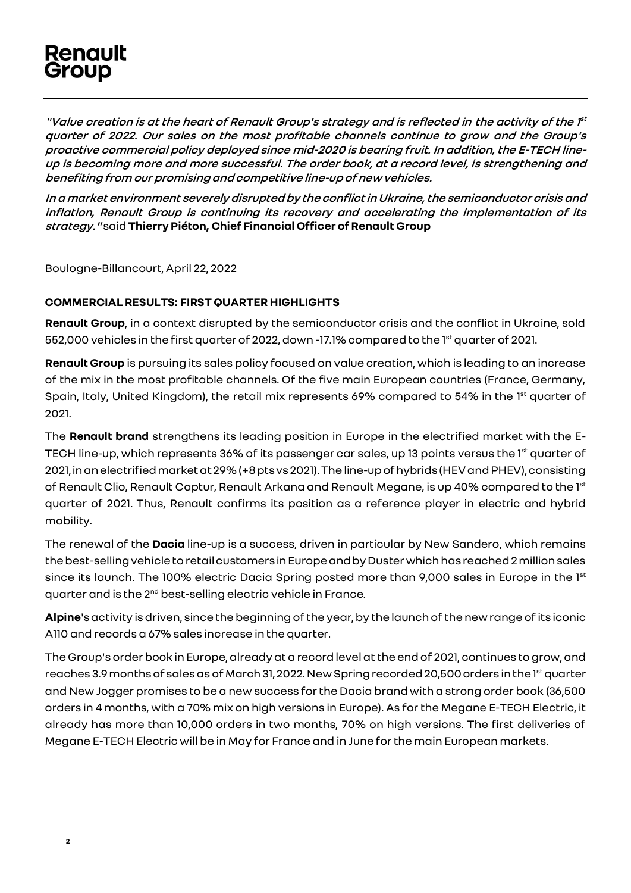# Renault Group

*"Value creation is at the heart of Renault Group's strategy and is reflected in the activity of the 1st quarter of 2022. Our sales on the most profitable channels continue to grow and the Group's proactive commercial policy deployed since mid-2020 is bearing fruit. In addition, the E-TECH line-up is becoming more and more successful. The order book, at a record level, is strengthening and benefiting from our promising and competitive line-up of new vehicles.*

*In a market environment severely disrupted by the conflict in Ukraine, the semiconductor crisis and inflation, Renault Group is continuing its recovery and accelerating the implementation of its strategy."* said **Thierry Piéton, Chief Financial Officer of Renault Group**

Boulogne-Billancourt, April 22, 2022

**COMMERCIAL RESULTS: FIRST QUARTER HIGHLIGHTS**

**Renault Group**, in a context disrupted by the semiconductor crisis and the conflict in Ukraine, sold 552,000 vehicles in the first quarter of 2022, down -17.1% compared to the 1st quarter of 2021.

**Renault Group** is pursuing its sales policy focused on value creation, which is leading to an increase of the mix in the most profitable channels. Of the five main European countries (France, Germany, Spain, Italy, United Kingdom), the retail mix represents 69% compared to 54% in the 1st quarter of 2021.

The **Renault brand** strengthens its leading position in Europe in the electrified market with the E-TECH line-up, which represents 36% of its passenger car sales, up 13 points versus the 1st quarter of 2021, in an electrified market at 29% (+8 pts vs 2021). The line-up of hybrids (HEV and PHEV), consisting of Renault Clio, Renault Captur, Renault Arkana and Renault Megane, is up 40% compared to the 1st quarter of 2021. Thus, Renault confirms its position as a reference player in electric and hybrid mobility.

The renewal of the **Dacia** line-up is a success, driven in particular by New Sandero, which remains the best-selling vehicle to retail customers in Europe and by Duster which has reached 2 million sales since its launch. The 100% electric Dacia Spring posted more than 9,000 sales in Europe in the 1st quarter and is the 2nd best-selling electric vehicle in France.

**Alpine**'s activity is driven, since the beginning of the year, by the launch of the new range of its iconic A110 and records a 67% sales increase in the quarter.

The Group's order book in Europe, already at a record level at the end of 2021, continues to grow, and reaches 3.9 months of sales as of March 31, 2022. New Spring recorded 20,500 orders in the 1st quarter and New Jogger promises to be a new success for the Dacia brand with a strong order book (36,500 orders in 4 months, with a 70% mix on high versions in Europe). As for the Megane E-TECH Electric, it already has more than 10,000 orders in two months, 70% on high versions. The first deliveries of Megane E-TECH Electric will be in May for France and in June for the main European markets.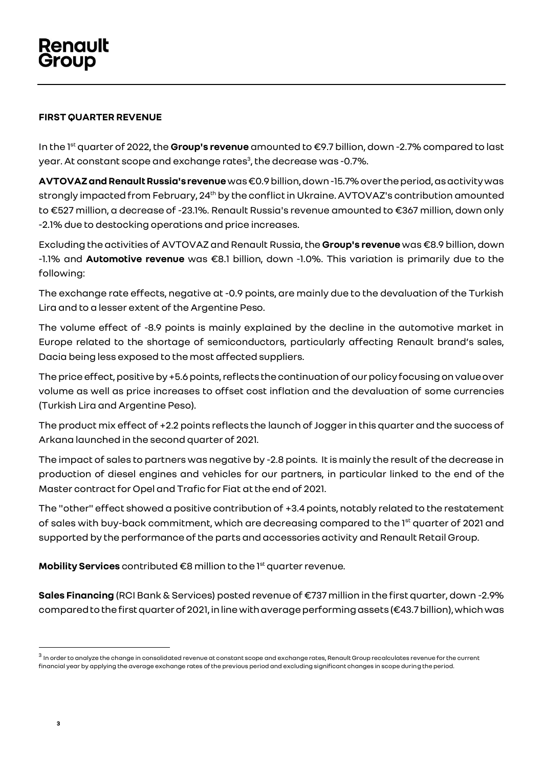## FIRST QUARTER REVENUE

In the 1st quarter of 2022, the **Group's revenue** amounted to €9.7 billion, down -2.7% compared to last year. At constant scope and exchange rates[3], the decrease was -0.7%.

**AVTOVAZ and Renault Russia's revenue** was €0.9 billion, down -15.7% over the period, as activity was strongly impacted from February, 24th by the conflict in Ukraine. AVTOVAZ's contribution amounted to €527 million, a decrease of -23.1%. Renault Russia's revenue amounted to €367 million, down only -2.1% due to destocking operations and price increases.

Excluding the activities of AVTOVAZ and Renault Russia, the **Group's revenue** was €8.9 billion, down -1.1% and **Automotive revenue** was €8.1 billion, down -1.0%. This variation is primarily due to the following:

The exchange rate effects, negative at -0.9 points, are mainly due to the devaluation of the Turkish Lira and to a lesser extent of the Argentine Peso.

The volume effect of -8.9 points is mainly explained by the decline in the automotive market in Europe related to the shortage of semiconductors, particularly affecting Renault brand's sales, Dacia being less exposed to the most affected suppliers.

The price effect, positive by +5.6 points, reflects the continuation of our policy focusing on value over volume as well as price increases to offset cost inflation and the devaluation of some currencies (Turkish Lira and Argentine Peso).

The product mix effect of +2.2 points reflects the launch of Jogger in this quarter and the success of Arkana launched in the second quarter of 2021.

The impact of sales to partners was negative by -2.8 points. It is mainly the result of the decrease in production of diesel engines and vehicles for our partners, in particular linked to the end of the Master contract for Opel and Trafic for Fiat at the end of 2021.

The "other" effect showed a positive contribution of +3.4 points, notably related to the restatement of sales with buy-back commitment, which are decreasing compared to the 1st quarter of 2021 and supported by the performance of the parts and accessories activity and Renault Retail Group.

**Mobility Services** contributed €8 million to the 1st quarter revenue.

**Sales Financing** (RCI Bank & Services) posted revenue of €737 million in the first quarter, down -2.9% compared to the first quarter of 2021, in line with average performing assets (€43.7 billion), which was

---

[3] In order to analyze the change in consolidated revenue at constant scope and exchange rates, Renault Group recalculates revenue for the current financial year by applying the average exchange rates of the previous period and excluding significant changes in scope during the period.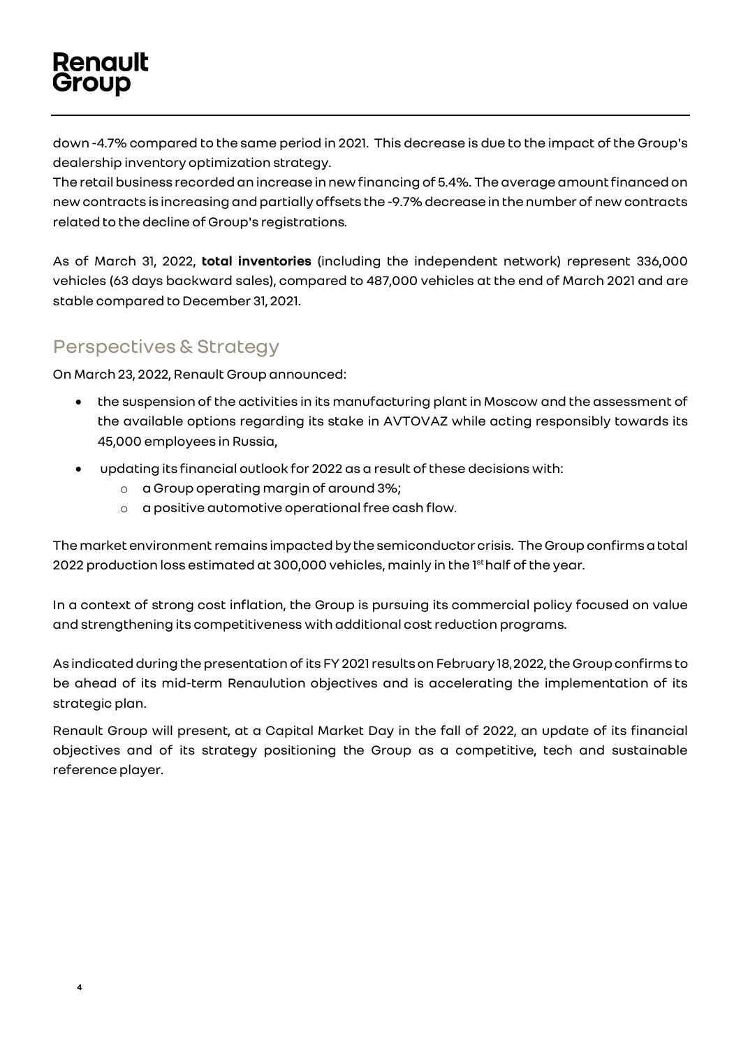down -4.7% compared to the same period in 2021. This decrease is due to the impact of the Group's dealership inventory optimization strategy.
The retail business recorded an increase in new financing of 5.4%. The average amount financed on new contracts is increasing and partially offsets the -9.7% decrease in the number of new contracts related to the decline of Group's registrations.

As of March 31, 2022, **total inventories** (including the independent network) represent 336,000 vehicles (63 days backward sales), compared to 487,000 vehicles at the end of March 2021 and are stable compared to December 31, 2021.

## Perspectives & Strategy

On March 23, 2022, Renault Group announced:

- the suspension of the activities in its manufacturing plant in Moscow and the assessment of the available options regarding its stake in AVTOVAZ while acting responsibly towards its 45,000 employees in Russia,
- updating its financial outlook for 2022 as a result of these decisions with:
  - a Group operating margin of around 3%;
  - a positive automotive operational free cash flow.

The market environment remains impacted by the semiconductor crisis. The Group confirms a total 2022 production loss estimated at 300,000 vehicles, mainly in the 1st half of the year.

In a context of strong cost inflation, the Group is pursuing its commercial policy focused on value and strengthening its competitiveness with additional cost reduction programs.

As indicated during the presentation of its FY 2021 results on February 18, 2022, the Group confirms to be ahead of its mid-term Renaulution objectives and is accelerating the implementation of its strategic plan.

Renault Group will present, at a Capital Market Day in the fall of 2022, an update of its financial objectives and of its strategy positioning the Group as a competitive, tech and sustainable reference player.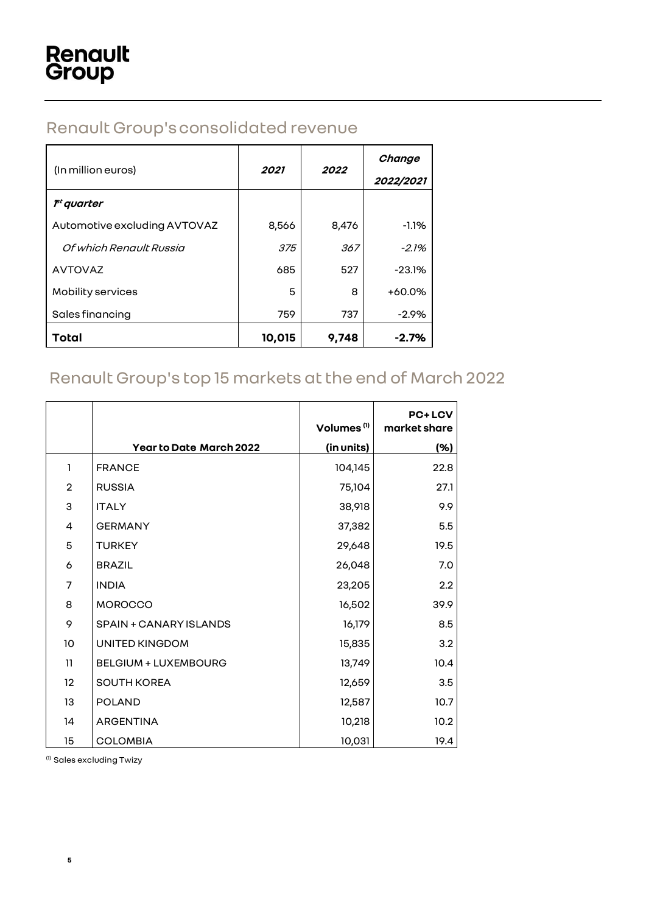# Renault Group

## Renault Group's consolidated revenue

| (In million euros) | *2021* | *2022* | *Change 2022/2021* |
|---|---|---|---|
| ***1st quarter*** | | | |
| Automotive excluding AVTOVAZ | 8,566 | 8,476 | -1.1% |
| *Of which Renault Russia* | *375* | *367* | *-2.1%* |
| AVTOVAZ | 685 | 527 | -23.1% |
| Mobility services | 5 | 8 | +60.0% |
| Sales financing | 759 | 737 | -2.9% |
| **Total** | **10,015** | **9,748** | **-2.7%** |

## Renault Group's top 15 markets at the end of March 2022

| | Year to Date March 2022 | Volumes [1] (in units) | PC+LCV market share (%) |
|---|---|---|---|
| 1 | FRANCE | 104,145 | 22.8 |
| 2 | RUSSIA | 75,104 | 27.1 |
| 3 | ITALY | 38,918 | 9.9 |
| 4 | GERMANY | 37,382 | 5.5 |
| 5 | TURKEY | 29,648 | 19.5 |
| 6 | BRAZIL | 26,048 | 7.0 |
| 7 | INDIA | 23,205 | 2.2 |
| 8 | MOROCCO | 16,502 | 39.9 |
| 9 | SPAIN + CANARY ISLANDS | 16,179 | 8.5 |
| 10 | UNITED KINGDOM | 15,835 | 3.2 |
| 11 | BELGIUM + LUXEMBOURG | 13,749 | 10.4 |
| 12 | SOUTH KOREA | 12,659 | 3.5 |
| 13 | POLAND | 12,587 | 10.7 |
| 14 | ARGENTINA | 10,218 | 10.2 |
| 15 | COLOMBIA | 10,031 | 19.4 |

[1] Sales excluding Twizy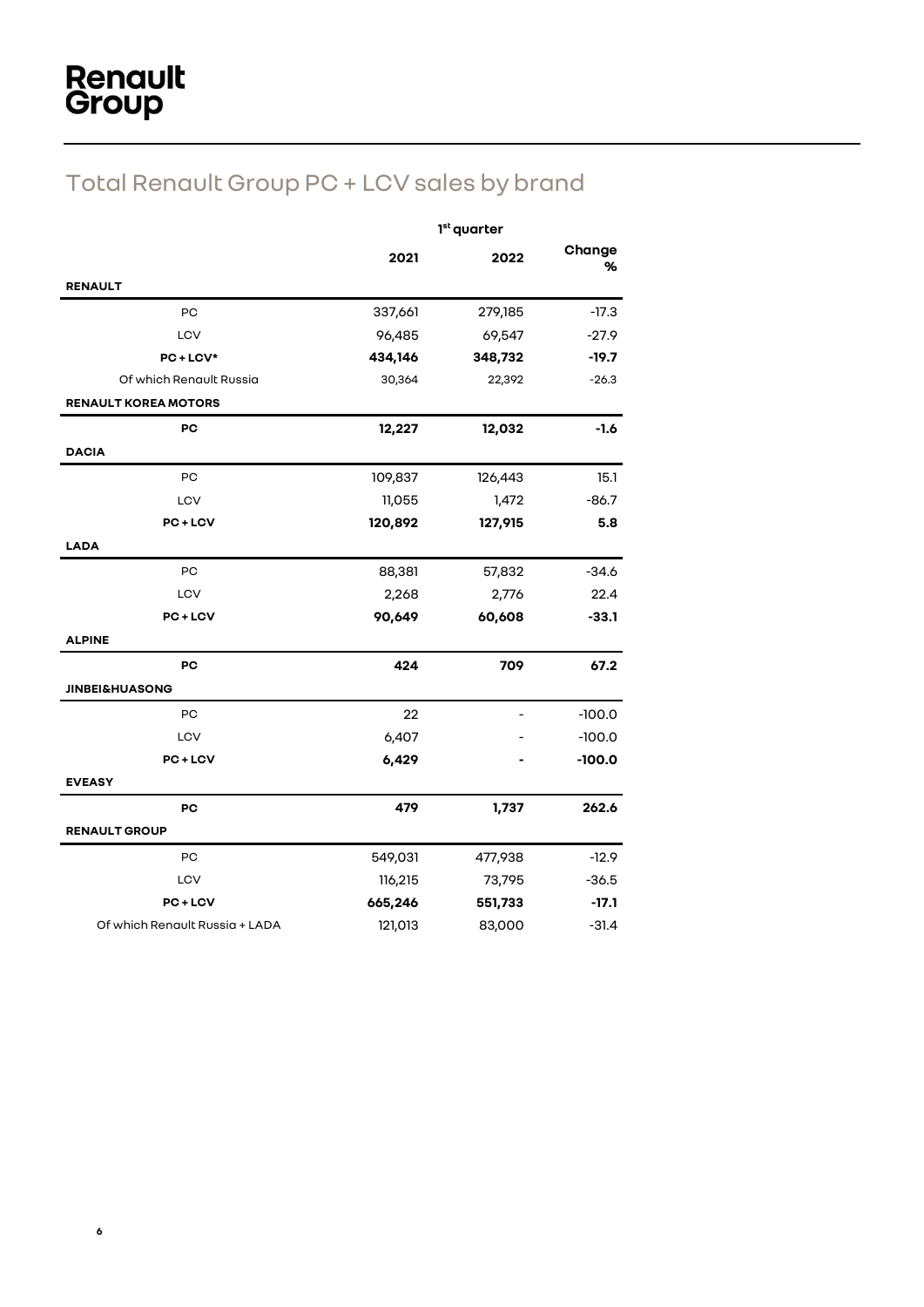# Renault Group

## Total Renault Group PC + LCV sales by brand

| | 1st quarter | | |
|---|---|---|---|
| | **2021** | **2022** | **Change %** |
| **RENAULT** | | | |
| PC | 337,661 | 279,185 | -17.3 |
| LCV | 96,485 | 69,547 | -27.9 |
| **PC + LCV*** | **434,146** | **348,732** | **-19.7** |
| Of which Renault Russia | 30,364 | 22,392 | -26.3 |
| **RENAULT KOREA MOTORS** | | | |
| **PC** | **12,227** | **12,032** | **-1.6** |
| **DACIA** | | | |
| PC | 109,837 | 126,443 | 15.1 |
| LCV | 11,055 | 1,472 | -86.7 |
| **PC + LCV** | **120,892** | **127,915** | **5.8** |
| **LADA** | | | |
| PC | 88,381 | 57,832 | -34.6 |
| LCV | 2,268 | 2,776 | 22.4 |
| **PC + LCV** | **90,649** | **60,608** | **-33.1** |
| **ALPINE** | | | |
| **PC** | **424** | **709** | **67.2** |
| **JINBEI&HUASONG** | | | |
| PC | 22 | - | -100.0 |
| LCV | 6,407 | - | -100.0 |
| **PC + LCV** | **6,429** | **-** | **-100.0** |
| **EVEASY** | | | |
| **PC** | **479** | **1,737** | **262.6** |
| **RENAULT GROUP** | | | |
| PC | 549,031 | 477,938 | -12.9 |
| LCV | 116,215 | 73,795 | -36.5 |
| **PC + LCV** | **665,246** | **551,733** | **-17.1** |
| Of which Renault Russia + LADA | 121,013 | 83,000 | -31.4 |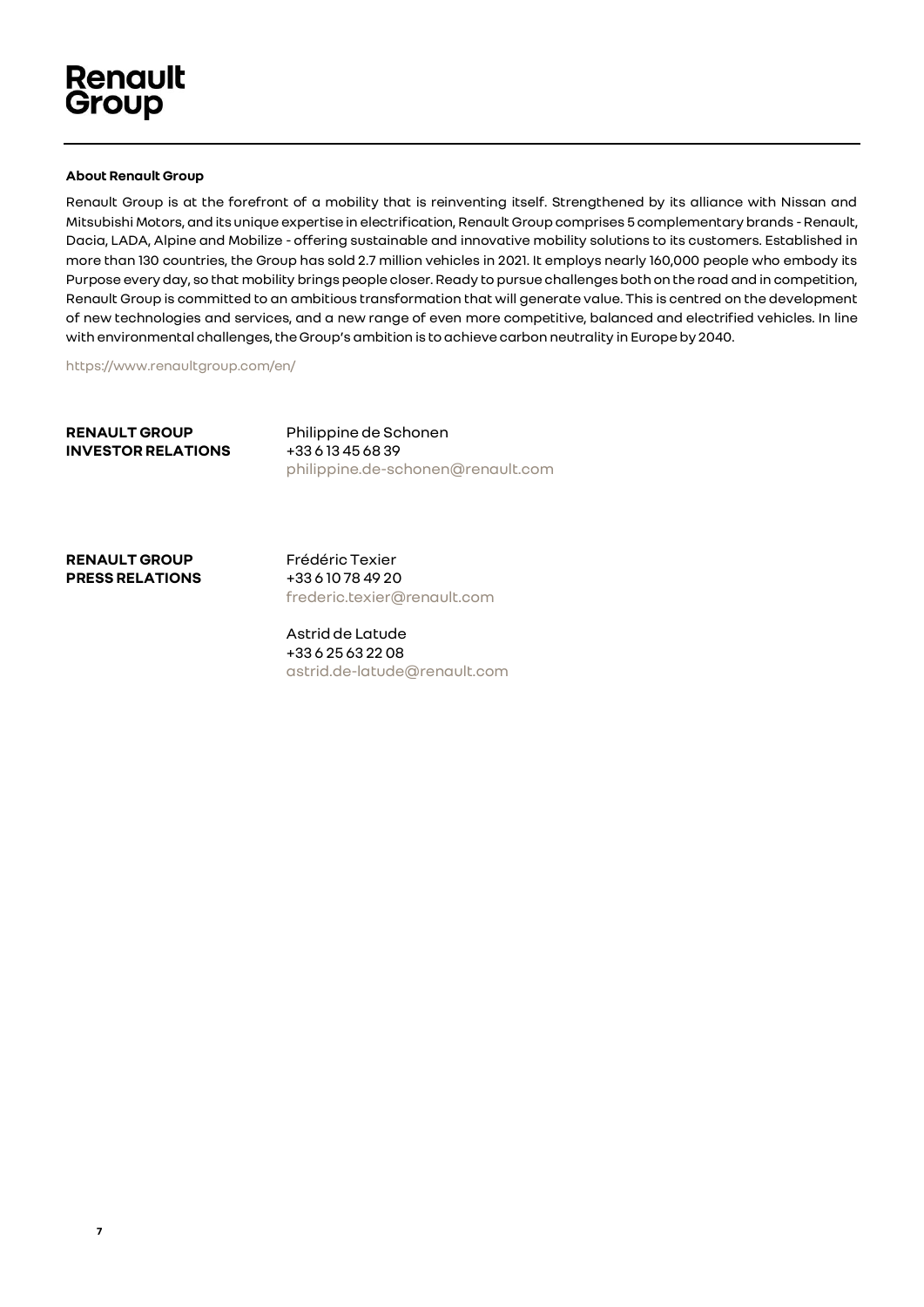**About Renault Group**

Renault Group is at the forefront of a mobility that is reinventing itself. Strengthened by its alliance with Nissan and Mitsubishi Motors, and its unique expertise in electrification, Renault Group comprises 5 complementary brands - Renault, Dacia, LADA, Alpine and Mobilize - offering sustainable and innovative mobility solutions to its customers. Established in more than 130 countries, the Group has sold 2.7 million vehicles in 2021. It employs nearly 160,000 people who embody its Purpose every day, so that mobility brings people closer. Ready to pursue challenges both on the road and in competition, Renault Group is committed to an ambitious transformation that will generate value. This is centred on the development of new technologies and services, and a new range of even more competitive, balanced and electrified vehicles. In line with environmental challenges, the Group's ambition is to achieve carbon neutrality in Europe by 2040.

https://www.renaultgroup.com/en/

**RENAULT GROUP INVESTOR RELATIONS**

Philippine de Schonen
+33 6 13 45 68 39
philippine.de-schonen@renault.com

**RENAULT GROUP PRESS RELATIONS**

Frédéric Texier
+33 6 10 78 49 20
frederic.texier@renault.com

Astrid de Latude
+33 6 25 63 22 08
astrid.de-latude@renault.com